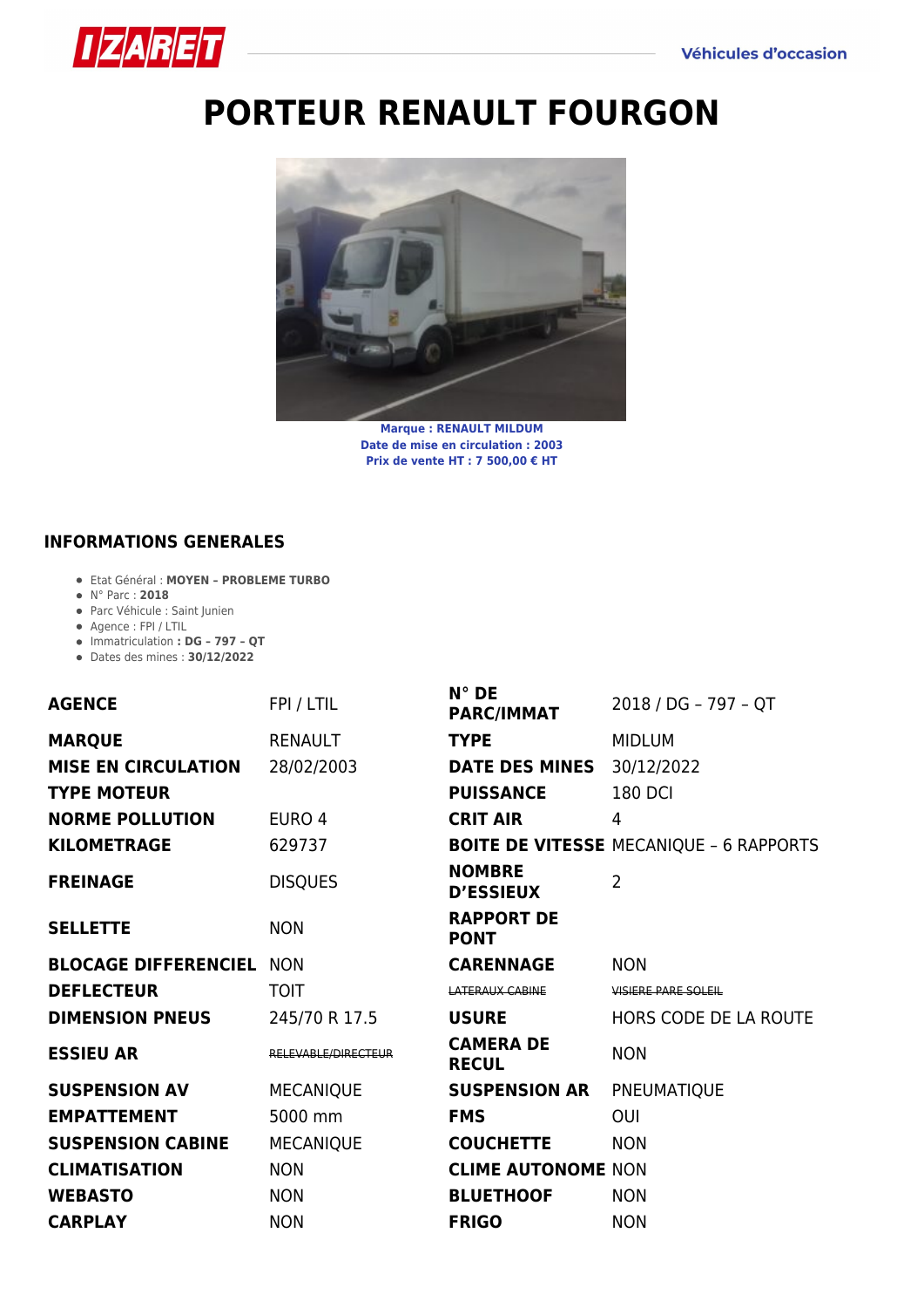# PORTEUR RENAULT FOURGON

**Marque : RENAULT MILDUM**
**Date de mise en circulation : 2003**
**Prix de vente HT : 7 500,00 € HT**

## INFORMATIONS GENERALES

- Etat Général : **MOYEN – PROBLEME TURBO**
- N° Parc : **2018**
- Parc Véhicule : Saint Junien
- Agence : FPI / LTIL
- Immatriculation **: DG – 797 – QT**
- Dates des mines : **30/12/2022**

| | | | |
|---|---|---|---|
| **AGENCE** | FPI / LTIL | **N° DE PARC/IMMAT** | 2018 / DG – 797 – QT |
| **MARQUE** | RENAULT | **TYPE** | MIDLUM |
| **MISE EN CIRCULATION** | 28/02/2003 | **DATE DES MINES** | 30/12/2022 |
| **TYPE MOTEUR** | | **PUISSANCE** | 180 DCI |
| **NORME POLLUTION** | EURO 4 | **CRIT AIR** | 4 |
| **KILOMETRAGE** | 629737 | **BOITE DE VITESSE** | MECANIQUE – 6 RAPPORTS |
| **FREINAGE** | DISQUES | **NOMBRE D'ESSIEUX** | 2 |
| **SELLETTE** | NON | **RAPPORT DE PONT** | |
| **BLOCAGE DIFFERENCIEL** | NON | **CARENNAGE** | NON |
| **DEFLECTEUR** | TOIT | ~~LATERAUX CABINE~~ | ~~VISIERE PARE SOLEIL~~ |
| **DIMENSION PNEUS** | 245/70 R 17.5 | **USURE** | HORS CODE DE LA ROUTE |
| **ESSIEU AR** | ~~RELEVABLE/DIRECTEUR~~ | **CAMERA DE RECUL** | NON |
| **SUSPENSION AV** | MECANIQUE | **SUSPENSION AR** | PNEUMATIQUE |
| **EMPATTEMENT** | 5000 mm | **FMS** | OUI |
| **SUSPENSION CABINE** | MECANIQUE | **COUCHETTE** | NON |
| **CLIMATISATION** | NON | **CLIME AUTONOME** | NON |
| **WEBASTO** | NON | **BLUETHOOF** | NON |
| **CARPLAY** | NON | **FRIGO** | NON |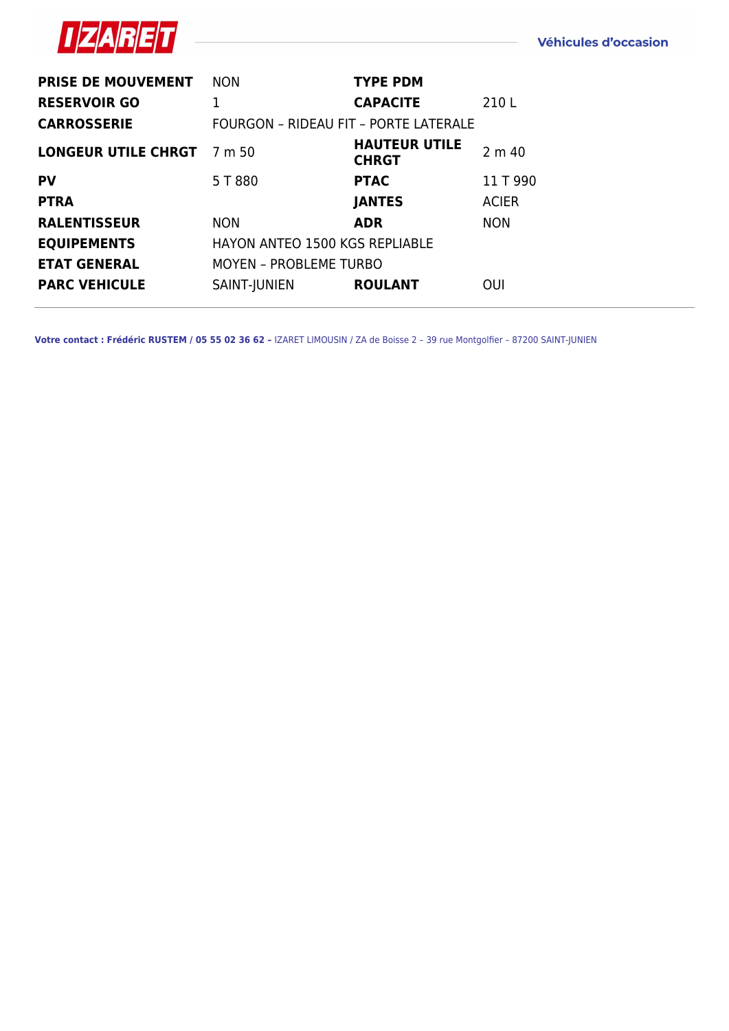| | | | |
|---|---|---|---|
| **PRISE DE MOUVEMENT** | NON | **TYPE PDM** | |
| **RESERVOIR GO** | 1 | **CAPACITE** | 210 L |
| **CARROSSERIE** | FOURGON – RIDEAU FIT – PORTE LATERALE | | |
| **LONGEUR UTILE CHRGT** | 7 m 50 | **HAUTEUR UTILE CHRGT** | 2 m 40 |
| **PV** | 5 T 880 | **PTAC** | 11 T 990 |
| **PTRA** | | **JANTES** | ACIER |
| **RALENTISSEUR** | NON | **ADR** | NON |
| **EQUIPEMENTS** | HAYON ANTEO 1500 KGS REPLIABLE | | |
| **ETAT GENERAL** | MOYEN – PROBLEME TURBO | | |
| **PARC VEHICULE** | SAINT-JUNIEN | **ROULANT** | OUI |

**Votre contact : Frédéric RUSTEM / 05 55 02 36 62 –** IZARET LIMOUSIN / ZA de Boisse 2 – 39 rue Montgolfier – 87200 SAINT-JUNIEN